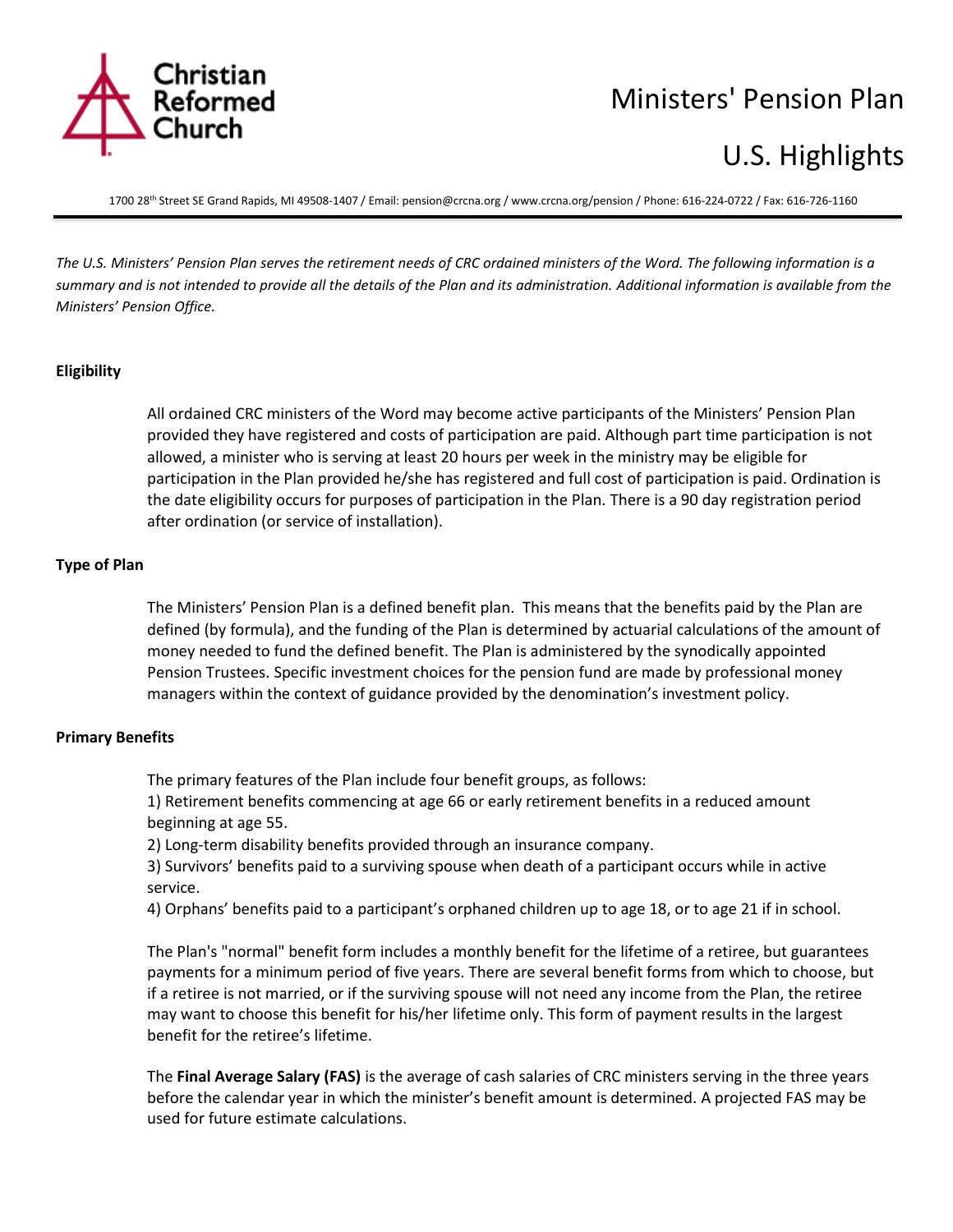# Ministers' Pension Plan

# U.S. Highlights

1700 28th Street SE Grand Rapids, MI 49508-1407 / Email: pension@crcna.org / www.crcna.org/pension / Phone: 616-224-0722 / Fax: 616-726-1160

*The U.S. Ministers' Pension Plan serves the retirement needs of CRC ordained ministers of the Word. The following information is a summary and is not intended to provide all the details of the Plan and its administration. Additional information is available from the Ministers' Pension Office.*

**Eligibility**

All ordained CRC ministers of the Word may become active participants of the Ministers' Pension Plan provided they have registered and costs of participation are paid. Although part time participation is not allowed, a minister who is serving at least 20 hours per week in the ministry may be eligible for participation in the Plan provided he/she has registered and full cost of participation is paid. Ordination is the date eligibility occurs for purposes of participation in the Plan. There is a 90 day registration period after ordination (or service of installation).

**Type of Plan**

The Ministers' Pension Plan is a defined benefit plan. This means that the benefits paid by the Plan are defined (by formula), and the funding of the Plan is determined by actuarial calculations of the amount of money needed to fund the defined benefit. The Plan is administered by the synodically appointed Pension Trustees. Specific investment choices for the pension fund are made by professional money managers within the context of guidance provided by the denomination's investment policy.

**Primary Benefits**

The primary features of the Plan include four benefit groups, as follows:

1) Retirement benefits commencing at age 66 or early retirement benefits in a reduced amount beginning at age 55.

2) Long-term disability benefits provided through an insurance company.

3) Survivors' benefits paid to a surviving spouse when death of a participant occurs while in active service.

4) Orphans' benefits paid to a participant's orphaned children up to age 18, or to age 21 if in school.

The Plan's "normal" benefit form includes a monthly benefit for the lifetime of a retiree, but guarantees payments for a minimum period of five years. There are several benefit forms from which to choose, but if a retiree is not married, or if the surviving spouse will not need any income from the Plan, the retiree may want to choose this benefit for his/her lifetime only. This form of payment results in the largest benefit for the retiree's lifetime.

The **Final Average Salary (FAS)** is the average of cash salaries of CRC ministers serving in the three years before the calendar year in which the minister's benefit amount is determined. A projected FAS may be used for future estimate calculations.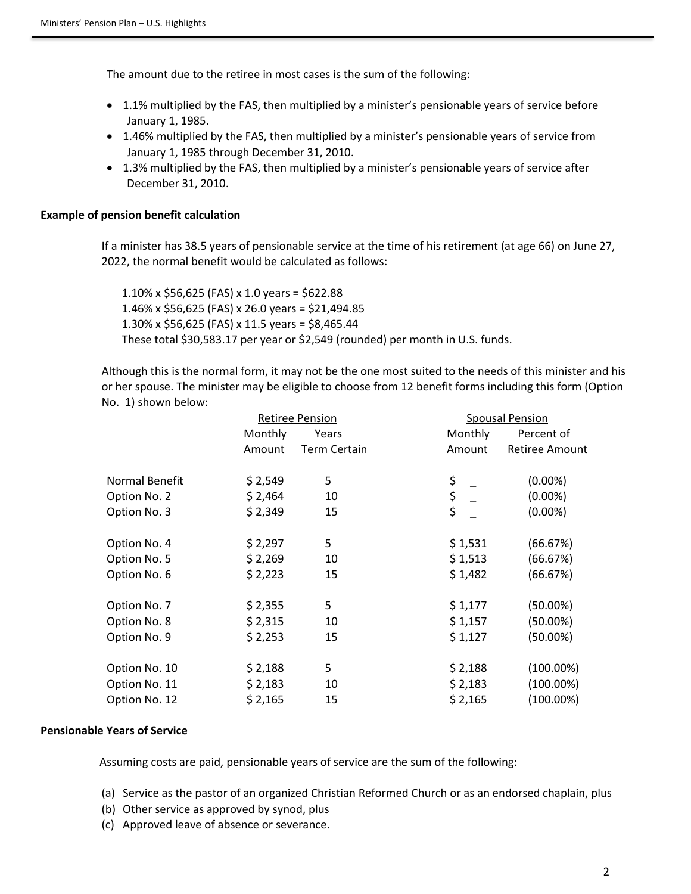The amount due to the retiree in most cases is the sum of the following:

- 1.1% multiplied by the FAS, then multiplied by a minister's pensionable years of service before January 1, 1985.
- 1.46% multiplied by the FAS, then multiplied by a minister's pensionable years of service from January 1, 1985 through December 31, 2010.
- 1.3% multiplied by the FAS, then multiplied by a minister's pensionable years of service after December 31, 2010.

**Example of pension benefit calculation**

If a minister has 38.5 years of pensionable service at the time of his retirement (at age 66) on June 27, 2022, the normal benefit would be calculated as follows:

1.10% x $56,625 (FAS) x 1.0 years = $622.88
1.46% x $56,625 (FAS) x 26.0 years = $21,494.85
1.30% x $56,625 (FAS) x 11.5 years = $8,465.44
These total $30,583.17 per year or $2,549 (rounded) per month in U.S. funds.

Although this is the normal form, it may not be the one most suited to the needs of this minister and his or her spouse. The minister may be eligible to choose from 12 benefit forms including this form (Option No. 1) shown below:

| | Retiree Pension | | Spousal Pension | |
|---|---|---|---|---|
| | Monthly Amount | Years Term Certain | Monthly Amount | Percent of Retiree Amount |
| Normal Benefit | $ 2,549 | 5 | $ _ | (0.00%) |
| Option No. 2 | $ 2,464 | 10 | $ _ | (0.00%) |
| Option No. 3 | $ 2,349 | 15 | $ _ | (0.00%) |
| Option No. 4 | $ 2,297 | 5 | $ 1,531 | (66.67%) |
| Option No. 5 | $ 2,269 | 10 | $ 1,513 | (66.67%) |
| Option No. 6 | $ 2,223 | 15 | $ 1,482 | (66.67%) |
| Option No. 7 | $ 2,355 | 5 | $ 1,177 | (50.00%) |
| Option No. 8 | $ 2,315 | 10 | $ 1,157 | (50.00%) |
| Option No. 9 | $ 2,253 | 15 | $ 1,127 | (50.00%) |
| Option No. 10 | $ 2,188 | 5 | $ 2,188 | (100.00%) |
| Option No. 11 | $ 2,183 | 10 | $ 2,183 | (100.00%) |
| Option No. 12 | $ 2,165 | 15 | $ 2,165 | (100.00%) |

**Pensionable Years of Service**

Assuming costs are paid, pensionable years of service are the sum of the following:

(a) Service as the pastor of an organized Christian Reformed Church or as an endorsed chaplain, plus
(b) Other service as approved by synod, plus
(c) Approved leave of absence or severance.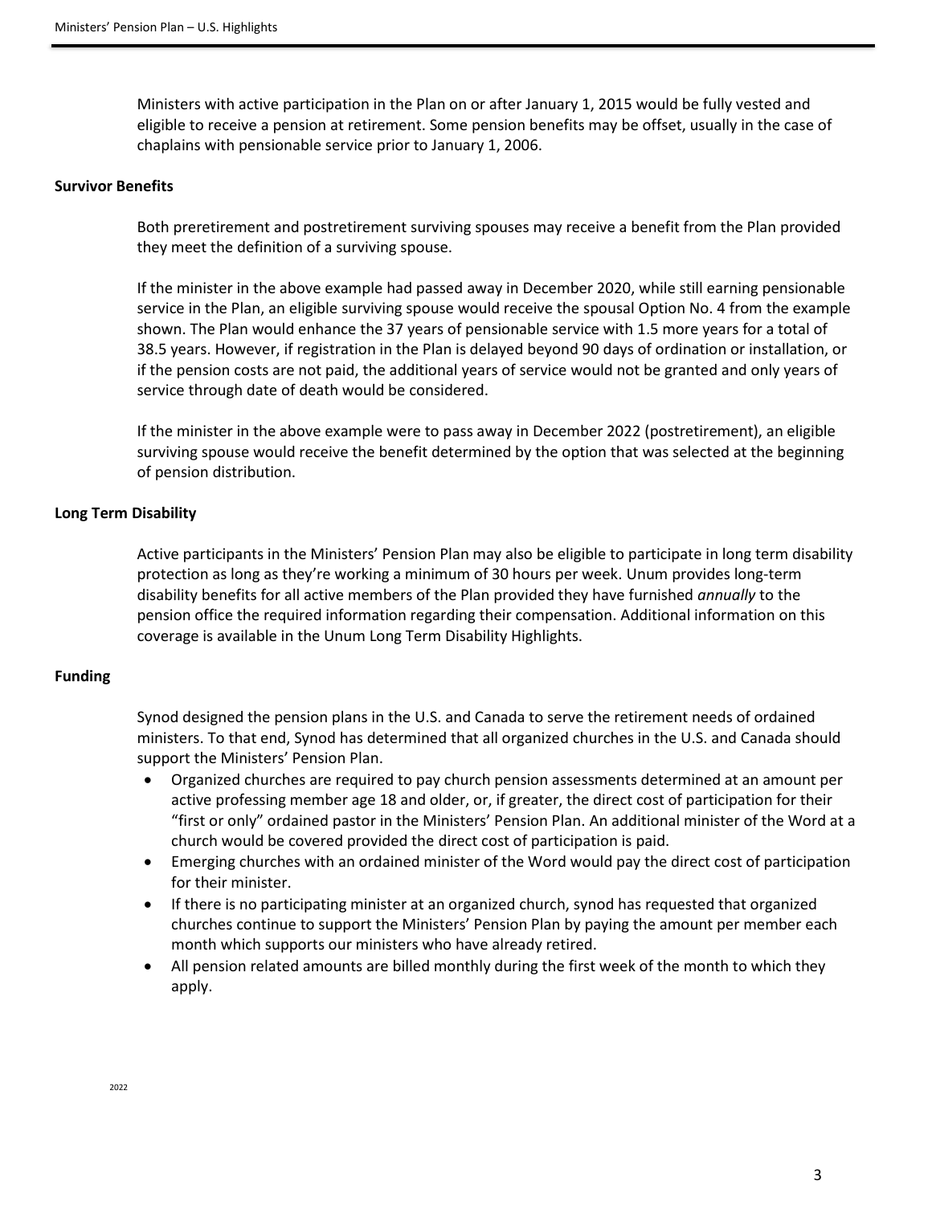Ministers with active participation in the Plan on or after January 1, 2015 would be fully vested and eligible to receive a pension at retirement. Some pension benefits may be offset, usually in the case of chaplains with pensionable service prior to January 1, 2006.

**Survivor Benefits**

Both preretirement and postretirement surviving spouses may receive a benefit from the Plan provided they meet the definition of a surviving spouse.

If the minister in the above example had passed away in December 2020, while still earning pensionable service in the Plan, an eligible surviving spouse would receive the spousal Option No. 4 from the example shown. The Plan would enhance the 37 years of pensionable service with 1.5 more years for a total of 38.5 years. However, if registration in the Plan is delayed beyond 90 days of ordination or installation, or if the pension costs are not paid, the additional years of service would not be granted and only years of service through date of death would be considered.

If the minister in the above example were to pass away in December 2022 (postretirement), an eligible surviving spouse would receive the benefit determined by the option that was selected at the beginning of pension distribution.

**Long Term Disability**

Active participants in the Ministers' Pension Plan may also be eligible to participate in long term disability protection as long as they're working a minimum of 30 hours per week. Unum provides long-term disability benefits for all active members of the Plan provided they have furnished *annually* to the pension office the required information regarding their compensation. Additional information on this coverage is available in the Unum Long Term Disability Highlights.

**Funding**

Synod designed the pension plans in the U.S. and Canada to serve the retirement needs of ordained ministers. To that end, Synod has determined that all organized churches in the U.S. and Canada should support the Ministers' Pension Plan.

- Organized churches are required to pay church pension assessments determined at an amount per active professing member age 18 and older, or, if greater, the direct cost of participation for their "first or only" ordained pastor in the Ministers' Pension Plan. An additional minister of the Word at a church would be covered provided the direct cost of participation is paid.
- Emerging churches with an ordained minister of the Word would pay the direct cost of participation for their minister.
- If there is no participating minister at an organized church, synod has requested that organized churches continue to support the Ministers' Pension Plan by paying the amount per member each month which supports our ministers who have already retired.
- All pension related amounts are billed monthly during the first week of the month to which they apply.

2022